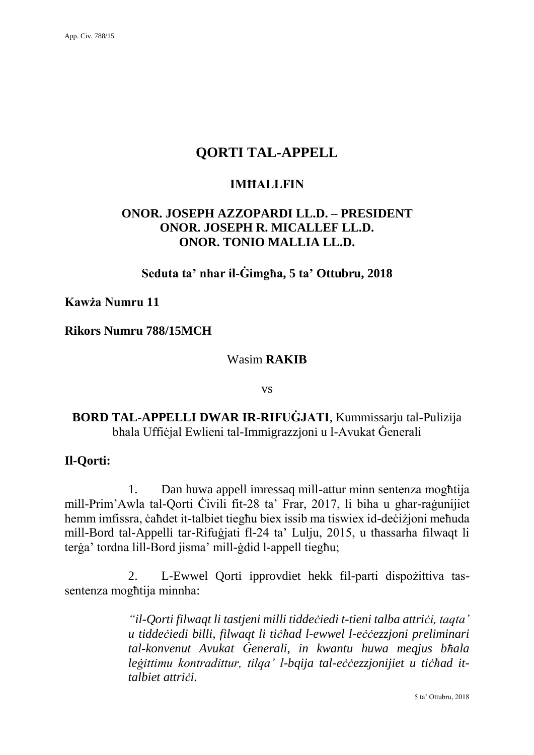# QORTI TAL-APPELL

## IMĦALLFIN

**ONOR. JOSEPH AZZOPARDI LL.D. – PRESIDENT**
**ONOR. JOSEPH R. MICALLEF LL.D.**
**ONOR. TONIO MALLIA LL.D.**

**Seduta ta' nhar il-Ġimgħa, 5 ta' Ottubru, 2018**

**Kawża Numru 11**

**Rikors Numru 788/15MCH**

Wasim **RAKIB**

vs

**BORD TAL-APPELLI DWAR IR-RIFUĠJATI**, Kummissarju tal-Pulizija bħala Uffiċjal Ewlieni tal-Immigrazzjoni u l-Avukat Ġenerali

**Il-Qorti:**

1. Dan huwa appell imressaq mill-attur minn sentenza mogħtija mill-Prim'Awla tal-Qorti Ċivili fit-28 ta' Frar, 2017, li biha u għar-raġunijiet hemm imfissra, ċaħdet it-talbiet tiegħu biex issib ma tiswiex id-deċiżjoni meħuda mill-Bord tal-Appelli tar-Rifuġjati fl-24 ta' Lulju, 2015, u tħassarha filwaqt li terġa' tordna lill-Bord jisma' mill-ġdid l-appell tiegħu;

2. L-Ewwel Qorti ipprovdiet hekk fil-parti dispożittiva tas-sentenza mogħtija minnha:

> *"il-Qorti filwaqt li tastjeni milli tiddeċiedi t-tieni talba attriċi, taqta' u tiddeċiedi billi, filwaqt li tiċħad l-ewwel l-eċċezzjoni preliminari tal-konvenut Avukat Ġenerali, in kwantu huwa meqjus bħala leġittimu kontradittur, tilqa' l-bqija tal-eċċezzjonijiet u tiċħad it-talbiet attriċi.*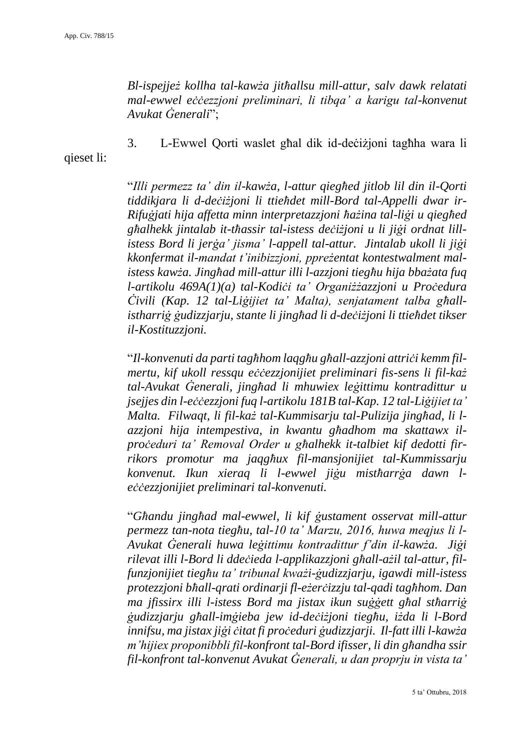*Bl-ispejjeż kollha tal-kawża jitħallsu mill-attur, salv dawk relatati mal-ewwel eċċezzjoni preliminari, li tibqa' a karigu tal-konvenut Avukat Ġenerali*";

3. L-Ewwel Qorti waslet għal dik id-deċiżjoni tagħha wara li qieset li:

"*Illi permezz ta' din il-kawża, l-attur qiegħed jitlob lil din il-Qorti tiddikjara li d-deċiżjoni li ttieħdet mill-Bord tal-Appelli dwar ir-Rifuġjati hija affetta minn interpretazzjoni ħażina tal-liġi u qiegħed għalhekk jintalab it-tħassir tal-istess deċiżjoni u li jiġi ordnat lill-istess Bord li jerġa' jisma' l-appell tal-attur. Jintalab ukoll li jiġi kkonfermat il-mandat t'inibizzjoni, ppreżentat kontestwalment mal-istess kawża. Jingħad mill-attur illi l-azzjoni tiegħu hija bbażata fuq l-artikolu 469A(1)(a) tal-Kodiċi ta' Organiżżazzjoni u Proċedura Ċivili (Kap. 12 tal-Liġijiet ta' Malta), senjatament talba għall-istharriġ ġudizzjarju, stante li jingħad li d-deċiżjoni li ttieħdet tikser il-Kostituzzjoni.*

"*Il-konvenuti da parti tagħhom laqgħu għall-azzjoni attriċi kemm fil-mertu, kif ukoll ressqu eċċezzjonijiet preliminari fis-sens li fil-każ tal-Avukat Ġenerali, jingħad li mhuwiex leġittimu kontradittur u jsejjes din l-eċċezzjoni fuq l-artikolu 181B tal-Kap. 12 tal-Liġijiet ta' Malta. Filwaqt, li fil-każ tal-Kummisarju tal-Pulizija jingħad, li l-azzjoni hija intempestiva, in kwantu għadhom ma skattawx il-proċeduri ta' Removal Order u għalhekk it-talbiet kif dedotti fir-rikors promotur ma jaqgħux fil-mansjonijiet tal-Kummissarju konvenut. Ikun xieraq li l-ewwel jiġu mistħarrġa dawn l-eċċezzjonijiet preliminari tal-konvenuti.*

"*Għandu jingħad mal-ewwel, li kif ġustament osservat mill-attur permezz tan-nota tiegħu, tal-10 ta' Marzu, 2016, huwa meqjus li l-Avukat Ġenerali huwa leġittimu kontradittur f'din il-kawża. Jiġi rilevat illi l-Bord li ddeċieda l-applikazzjoni għall-ażil tal-attur, fil-funzjonijiet tiegħu ta' tribunal kważi-ġudizzjarju, igawdi mill-istess protezzjoni bħall-qrati ordinarji fl-eżerċizzju tal-qadi tagħhom. Dan ma jfissirx illi l-istess Bord ma jistax ikun suġġett għal stħarriġ ġudizzjarju għall-imġieba jew id-deċiżjoni tiegħu, iżda li l-Bord innifsu, ma jistax jiġi ċitat fi proċeduri ġudizzjarji. Il-fatt illi l-kawża m'hijiex proponibbli fil-konfront tal-Bord ifisser, li din għandha ssir fil-konfront tal-konvenut Avukat Ġenerali, u dan proprju in vista ta'*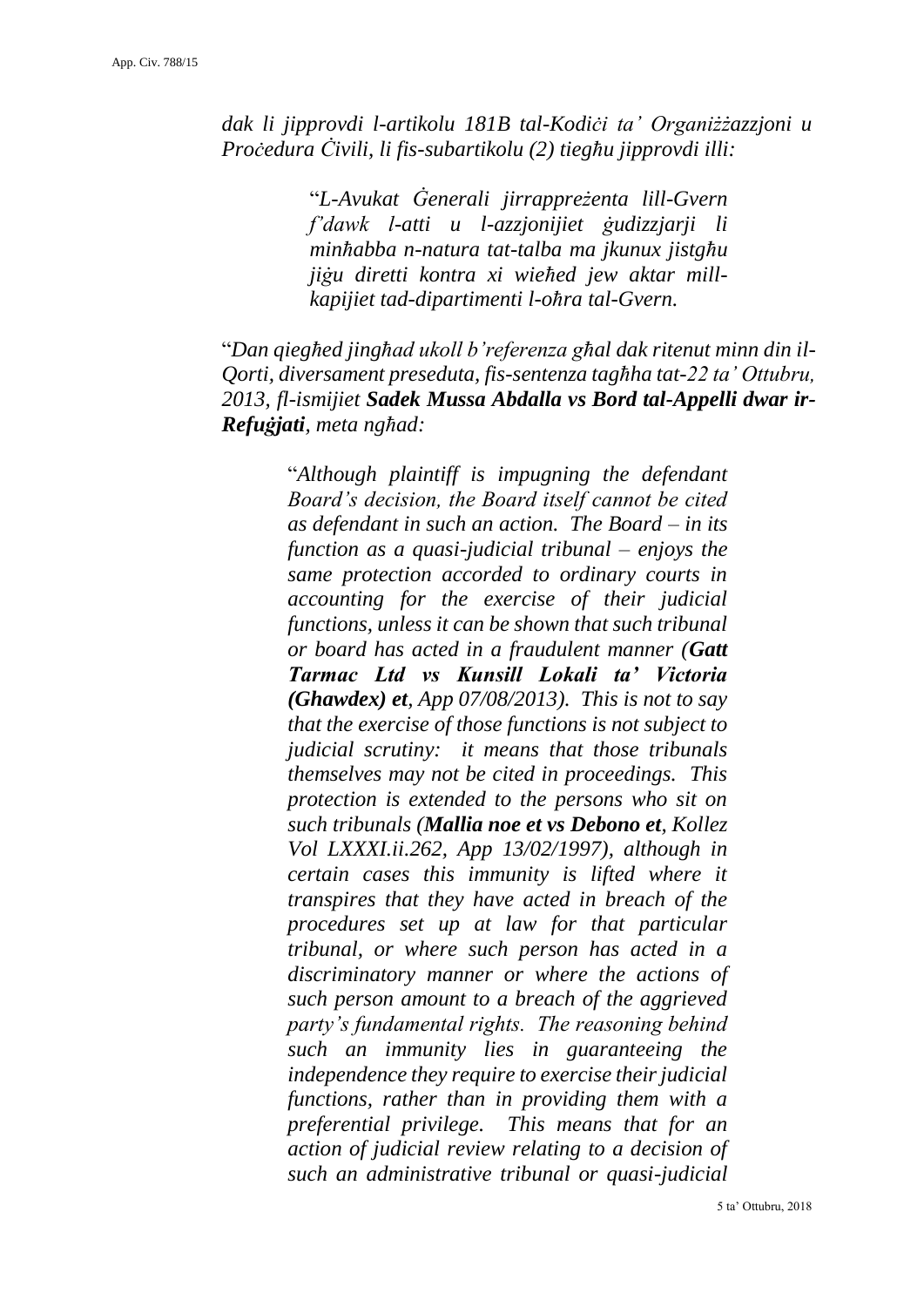*dak li jipprovdi l-artikolu 181B tal-Kodiċi ta' Organiżżazzjoni u Proċedura Ċivili, li fis-subartikolu (2) tiegħu jipprovdi illi:*

> "*L-Avukat Ġenerali jirrappreżenta lill-Gvern f'dawk l-atti u l-azzjonijiet ġudizzjarji li minħabba n-natura tat-talba ma jkunux jistgħu jiġu diretti kontra xi wieħed jew aktar mill-kapijiet tad-dipartimenti l-oħra tal-Gvern.*

"*Dan qiegħed jingħad ukoll b'referenza għal dak ritenut minn din il-Qorti, diversament preseduta, fis-sentenza tagħha tat-22 ta' Ottubru, 2013, fl-ismijiet **Sadek Mussa Abdalla vs Bord tal-Appelli dwar ir-Refuġjati**, meta ngħad:*

> "*Although plaintiff is impugning the defendant Board's decision, the Board itself cannot be cited as defendant in such an action. The Board – in its function as a quasi-judicial tribunal – enjoys the same protection accorded to ordinary courts in accounting for the exercise of their judicial functions, unless it can be shown that such tribunal or board has acted in a fraudulent manner (**Gatt Tarmac Ltd vs Kunsill Lokali ta' Victoria (Ghawdex) et**, App 07/08/2013). This is not to say that the exercise of those functions is not subject to judicial scrutiny: it means that those tribunals themselves may not be cited in proceedings. This protection is extended to the persons who sit on such tribunals (**Mallia noe et vs Debono et**, Kollez Vol LXXXI.ii.262, App 13/02/1997), although in certain cases this immunity is lifted where it transpires that they have acted in breach of the procedures set up at law for that particular tribunal, or where such person has acted in a discriminatory manner or where the actions of such person amount to a breach of the aggrieved party's fundamental rights. The reasoning behind such an immunity lies in guaranteeing the independence they require to exercise their judicial functions, rather than in providing them with a preferential privilege. This means that for an action of judicial review relating to a decision of such an administrative tribunal or quasi-judicial*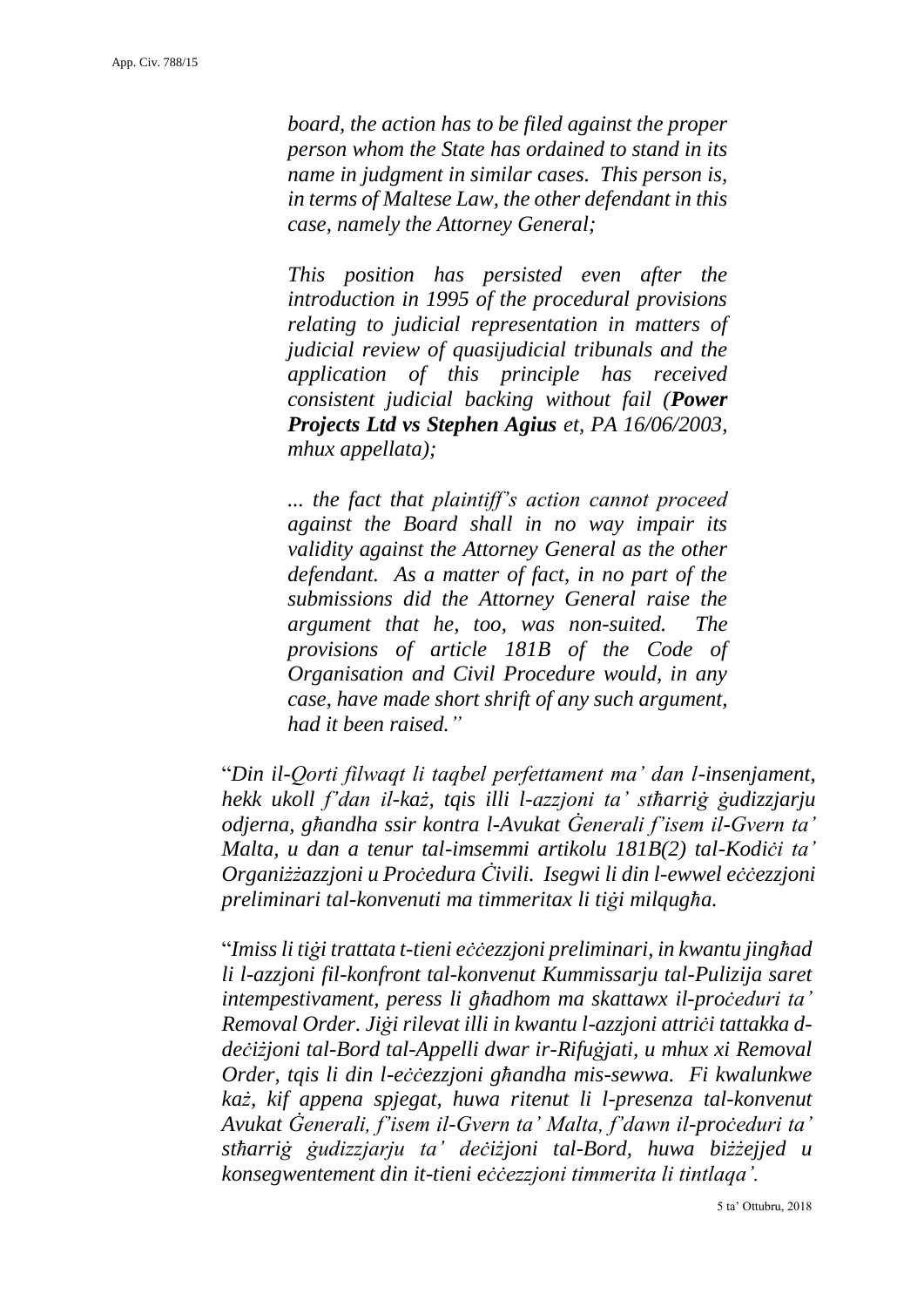> *board, the action has to be filed against the proper person whom the State has ordained to stand in its name in judgment in similar cases. This person is, in terms of Maltese Law, the other defendant in this case, namely the Attorney General;*
>
> *This position has persisted even after the introduction in 1995 of the procedural provisions relating to judicial representation in matters of judicial review of quasijudicial tribunals and the application of this principle has received consistent judicial backing without fail (**Power Projects Ltd vs Stephen Agius** et, PA 16/06/2003, mhux appellata);*
>
> *... the fact that plaintiff's action cannot proceed against the Board shall in no way impair its validity against the Attorney General as the other defendant. As a matter of fact, in no part of the submissions did the Attorney General raise the argument that he, too, was non-suited. The provisions of article 181B of the Code of Organisation and Civil Procedure would, in any case, have made short shrift of any such argument, had it been raised."*

"*Din il-Qorti filwaqt li taqbel perfettament ma' dan l-insenjament, hekk ukoll f'dan il-każ, tqis illi l-azzjoni ta' stħarriġ ġudizzjarju odjerna, għandha ssir kontra l-Avukat Ġenerali f'isem il-Gvern ta' Malta, u dan a tenur tal-imsemmi artikolu 181B(2) tal-Kodiċi ta' Organiżżazzjoni u Proċedura Ċivili. Isegwi li din l-ewwel eċċezzjoni preliminari tal-konvenuti ma timmeritax li tiġi milqugħa.*

"*Imiss li tiġi trattata t-tieni eċċezzjoni preliminari, in kwantu jingħad li l-azzjoni fil-konfront tal-konvenut Kummissarju tal-Pulizija saret intempestivament, peress li għadhom ma skattawx il-proċeduri ta' Removal Order. Jiġi rilevat illi in kwantu l-azzjoni attriċi tattakka d-deċiżjoni tal-Bord tal-Appelli dwar ir-Rifuġjati, u mhux xi Removal Order, tqis li din l-eċċezzjoni għandha mis-sewwa. Fi kwalunkwe każ, kif appena spjegat, huwa ritenut li l-presenza tal-konvenut Avukat Ġenerali, f'isem il-Gvern ta' Malta, f'dawn il-proċeduri ta' stħarriġ ġudizzjarju ta' deċiżjoni tal-Bord, huwa biżżejjed u konsegwentement din it-tieni eċċezzjoni timmerita li tintlaqa'.*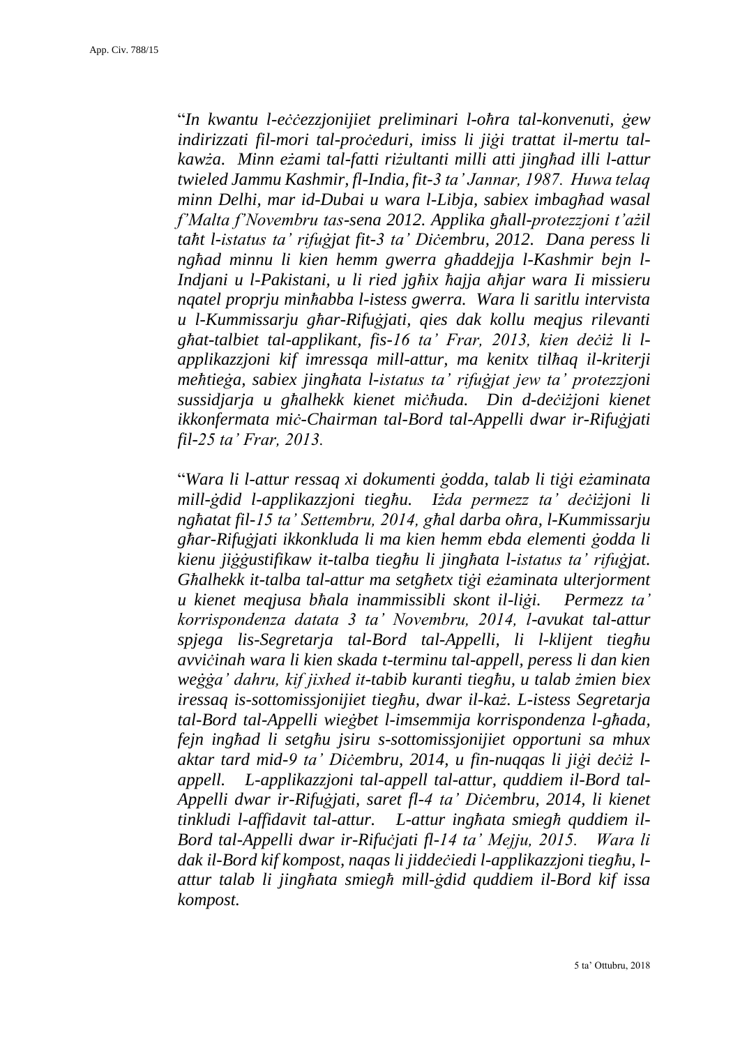"*In kwantu l-eċċezzjonijiet preliminari l-oħra tal-konvenuti, ġew indirizzati fil-mori tal-proċeduri, imiss li jiġi trattat il-mertu tal-kawża. Minn eżami tal-fatti riżultanti milli atti jingħad illi l-attur twieled Jammu Kashmir, fl-India, fit-3 ta' Jannar, 1987. Huwa telaq minn Delhi, mar id-Dubai u wara l-Libja, sabiex imbagħad wasal f'Malta f'Novembru tas-sena 2012. Applika għall-protezzjoni t'ażil taħt l-istatus ta' rifuġjat fit-3 ta' Diċembru, 2012. Dana peress li ngħad minnu li kien hemm gwerra għaddejja l-Kashmir bejn l-Indjani u l-Pakistani, u li ried jgħix ħajja aħjar wara Ii missieru nqatel proprju minħabba l-istess gwerra. Wara li saritlu intervista u l-Kummissarju għar-Rifuġjati, qies dak kollu meqjus rilevanti għat-talbiet tal-applikant, fis-16 ta' Frar, 2013, kien deċiż li l-applikazzjoni kif imressqa mill-attur, ma kenitx tilħaq il-kriterji meħtieġa, sabiex jingħata l-istatus ta' rifuġjat jew ta' protezzjoni sussidjarja u għalhekk kienet miċħuda. Din d-deċiżjoni kienet ikkonfermata miċ-Chairman tal-Bord tal-Appelli dwar ir-Rifuġjati fil-25 ta' Frar, 2013.*

"*Wara li l-attur ressaq xi dokumenti ġodda, talab li tiġi eżaminata mill-ġdid l-applikazzjoni tiegħu. Iżda permezz ta' deċiżjoni li ngħatat fil-15 ta' Settembru, 2014, għal darba oħra, l-Kummissarju għar-Rifuġjati ikkonkluda li ma kien hemm ebda elementi ġodda li kienu jiġġustifikaw it-talba tiegħu li jingħata l-istatus ta' rifuġjat. Għalhekk it-talba tal-attur ma setgħetx tiġi eżaminata ulterjorment u kienet meqjusa bħala inammissibli skont il-liġi. Permezz ta' korrispondenza datata 3 ta' Novembru, 2014, l-avukat tal-attur spjega lis-Segretarja tal-Bord tal-Appelli, li l-klijent tiegħu avviċinah wara li kien skada t-terminu tal-appell, peress li dan kien weġġa' dahru, kif jixhed it-tabib kuranti tiegħu, u talab żmien biex iressaq is-sottomissjonijiet tiegħu, dwar il-każ. L-istess Segretarja tal-Bord tal-Appelli wieġbet l-imsemmija korrispondenza l-għada, fejn ingħad li setgħu jsiru s-sottomissjonijiet opportuni sa mhux aktar tard mid-9 ta' Diċembru, 2014, u fin-nuqqas li jiġi deċiż l-appell. L-applikazzjoni tal-appell tal-attur, quddiem il-Bord tal-Appelli dwar ir-Rifuġjati, saret fl-4 ta' Diċembru, 2014, li kienet tinkludi l-affidavit tal-attur. L-attur ingħata smigħ quddiem il-Bord tal-Appelli dwar ir-Rifuċjati fl-14 ta' Mejju, 2015. Wara li dak il-Bord kif kompost, naqas li jiddeċiedi l-applikazzjoni tiegħu, l-attur talab li jingħata smigħ mill-ġdid quddiem il-Bord kif issa kompost.*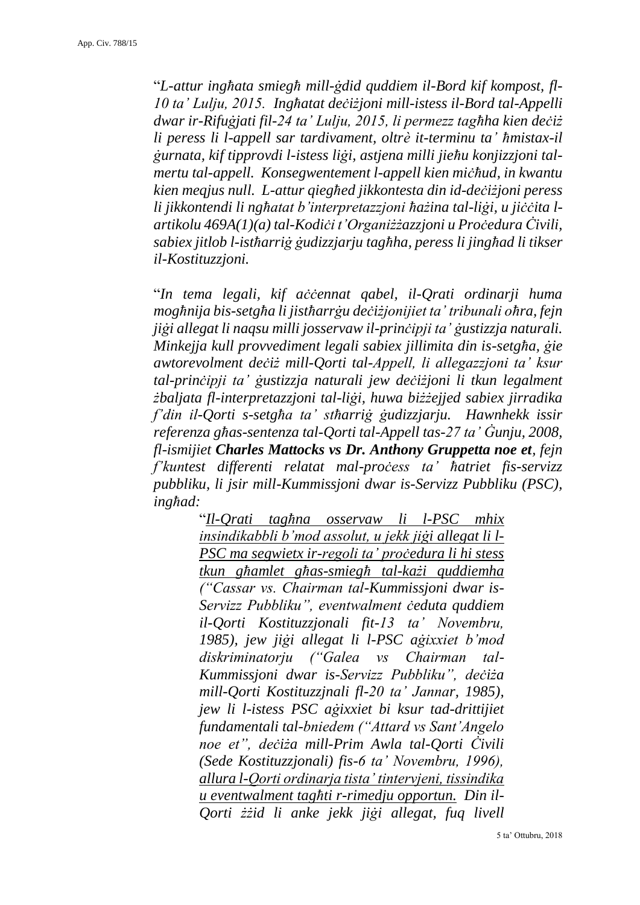"*L-attur ingħata smigħ mill-ġdid quddiem il-Bord kif kompost, fl-10 ta' Lulju, 2015. Ingħatat deċiżjoni mill-istess il-Bord tal-Appelli dwar ir-Rifuġjati fil-24 ta' Lulju, 2015, li permezz tagħha kien deċiż li peress li l-appell sar tardivament, oltrè it-terminu ta' ħmistax-il ġurnata, kif tipprovdi l-istess liġi, astjena milli jieħu konjizzjoni tal-mertu tal-appell. Konsegwentement l-appell kien miċħud, in kwantu kien meqjus null. L-attur qiegħed jikkontesta din id-deċiżjoni peress li jikkontendi li ngħatat b'interpretazzjoni ħażina tal-liġi, u jiċċita l-artikolu 469A(1)(a) tal-Kodiċi t'Organiżżazzjoni u Proċedura Ċivili, sabiex jitlob l-istħarriġ ġudizzjarju tagħha, peress li jingħad li tikser il-Kostituzzjoni.*

"*In tema legali, kif aċċennat qabel, il-Qrati ordinarji huma mogħnija bis-setgħa li jistħarrġu deċiżjonijiet ta' tribunali oħra, fejn jiġi allegat li naqsu milli josservaw il-prinċipji ta' ġustizzja naturali. Minkejja kull provvediment legali sabiex jillimita din is-setgħa, ġie awtorevolment deċiż mill-Qorti tal-Appell, li allegazzjoni ta' ksur tal-prinċipji ta' ġustizzja naturali jew deċiżjoni li tkun legalment żbaljata fl-interpretazzjoni tal-liġi, huwa biżżejjed sabiex jirradika f'din il-Qorti s-setgħa ta' stħarriġ ġudizzjarju. Hawnhekk issir referenza għas-sentenza tal-Qorti tal-Appell tas-27 ta' Ġunju, 2008, fl-ismijiet* ***Charles Mattocks vs Dr. Anthony Gruppetta noe et****, fejn f'kuntest differenti relatat mal-proċess ta' ħatriet fis-servizz pubbliku, li jsir mill-Kummissjoni dwar is-Servizz Pubbliku (PSC), ingħad:*

> "*<u>Il-Qrati tagħna osservaw li l-PSC mhix insindikabbli b'mod assolut, u jekk jiġi allegat li l-PSC ma segwietx ir-regoli ta' proċedura li hi stess tkun għamlet għas-smigħ tal-każi quddiemha</u> ("Cassar vs. Chairman tal-Kummissjoni dwar is-Servizz Pubbliku", eventwalment ċeduta quddiem il-Qorti Kostituzzjonali fit-13 ta' Novembru, 1985), jew jiġi allegat li l-PSC aġixxiet b'mod diskriminatorju ("Galea vs Chairman tal-Kummissjoni dwar is-Servizz Pubbliku", deċiża mill-Qorti Kostituzzjnali fl-20 ta' Jannar, 1985), jew li l-istess PSC aġixxiet bi ksur tad-drittijiet fundamentali tal-bniedem ("Attard vs Sant'Angelo noe et", deċiża mill-Prim Awla tal-Qorti Ċivili (Sede Kostituzzjonali) fis-6 ta' Novembru, 1996), <u>allura l-Qorti ordinarja tista' tintervjeni, tissindika u eventwalment tagħti r-rimedju opportun.</u> Din il-Qorti żżid li anke jekk jiġi allegat, fuq livell*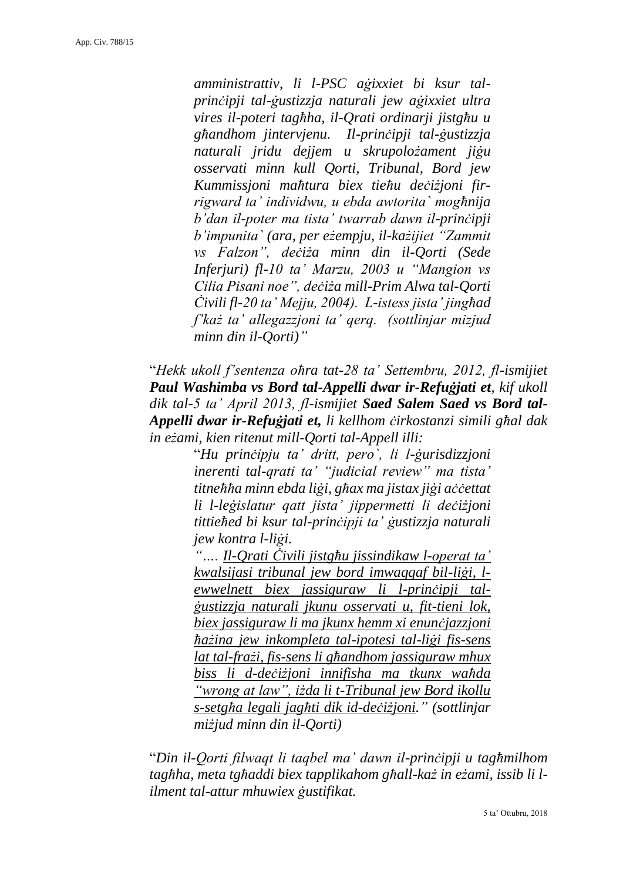*amministrattiv, li l-PSC aġixxiet bi ksur tal-prinċipji tal-ġustizzja naturali jew aġixxiet ultra vires il-poteri tagħha, il-Qrati ordinarji jistgħu u għandhom jintervjenu. Il-prinċipji tal-ġustizzja naturali jridu dejjem u skrupolożament jiġu osservati minn kull Qorti, Tribunal, Bord jew Kummissjoni maħtura biex tieħu deċiżjoni fir-rigward ta' individwu, u ebda awtorita` mogħnija b'dan il-poter ma tista' twarrab dawn il-prinċipji b'impunita` (ara, per eżempju, il-każijiet "Zammit vs Falzon", deċiża minn din il-Qorti (Sede Inferjuri) fl-10 ta' Marzu, 2003 u "Mangion vs Cilia Pisani noe", deċiża mill-Prim Alwa tal-Qorti Ċivili fl-20 ta' Mejju, 2004). L-istess jista' jingħad f'każ ta' allegazzjoni ta' qerq. (sottlinjar mizjud minn din il-Qorti)"*

"*Hekk ukoll f'sentenza oħra tat-28 ta' Settembru, 2012, fl-ismijiet **Paul Washimba vs Bord tal-Appelli dwar ir-Refuġjati et**, kif ukoll dik tal-5 ta' April 2013, fl-ismijiet **Saed Salem Saed vs Bord tal-Appelli dwar ir-Refuġjati et,** li kellhom ċirkostanzi simili għal dak in eżami, kien ritenut mill-Qorti tal-Appell illi:*

> "*Hu prinċipju ta' dritt, pero`, li l-ġurisdizzjoni inerenti tal-qrati ta' "judicial review" ma tista' titneħħa minn ebda liġi, għax ma jistax jiġi aċċettat li l-leġislatur qatt jista' jippermetti li deċiżjoni tittieħed bi ksur tal-prinċipji ta' ġustizzja naturali jew kontra l-liġi.*
>
> *"…. Il-Qrati Ċivili jistgħu jissindikaw l-operat ta' kwalsijasi tribunal jew bord imwaqqaf bil-liġi, l-ewwelnett biex jassiguraw li l-prinċipji tal-ġustizzja naturali jkunu osservati u, fit-tieni lok, biex jassiguraw li ma jkunx hemm xi enunċjazzjoni ħażina jew inkompleta tal-ipotesi tal-liġi fis-sens lat tal-frażi, fis-sens li għandhom jassiguraw mhux biss li d-deċiżjoni innifisha ma tkunx waħda "wrong at law", iżda li t-Tribunal jew Bord ikollu s-setgħa legali jagħti dik id-deċiżjoni." (sottlinjar miżjud minn din il-Qorti)*

"*Din il-Qorti filwaqt li taqbel ma' dawn il-prinċipji u tagħmilhom tagħha, meta tgħaddi biex tapplikahom għall-każ in eżami, issib li l-ilment tal-attur mhuwiex ġustifikat.*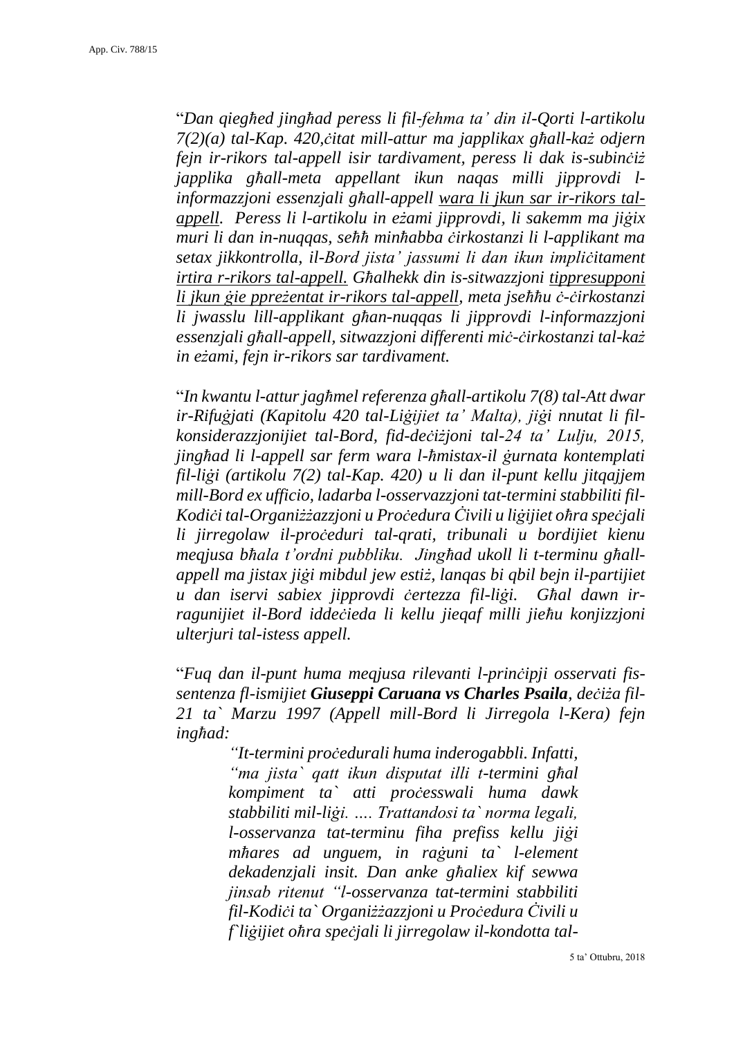"*Dan qiegħed jingħad peress li fil-fehma ta' din il-Qorti l-artikolu 7(2)(a) tal-Kap. 420,ċitat mill-attur ma japplikax għall-każ odjern fejn ir-rikors tal-appell isir tardivament, peress li dak is-subinċiż japplika għall-meta appellant ikun naqas milli jipprovdi l-informazzjoni essenzjali għall-appell <u>wara li jkun sar ir-rikors tal-appell</u>. Peress li l-artikolu in eżami jipprovdi, li sakemm ma jiġix muri li dan in-nuqqas, seħħ minħabba ċirkostanzi li l-applikant ma setax jikkontrolla, il-Bord jista' jassumi li dan ikun impliċitament <u>irtira r-rikors tal-appell.</u> Għalhekk din is-sitwazzjoni <u>tippresupponi li jkun ġie ppreżentat ir-rikors tal-appell</u>, meta jseħħu ċ-ċirkostanzi li jwasslu lill-applikant għan-nuqqas li jipprovdi l-informazzjoni essenzjali għall-appell, sitwazzjoni differenti miċ-ċirkostanzi tal-każ in eżami, fejn ir-rikors sar tardivament.*

"*In kwantu l-attur jagħmel referenza għall-artikolu 7(8) tal-Att dwar ir-Rifuġjati (Kapitolu 420 tal-Liġijiet ta' Malta), jiġi nnutat li fil-konsiderazzjonijiet tal-Bord, fid-deċiżjoni tal-24 ta' Lulju, 2015, jingħad li l-appell sar ferm wara l-ħmistax-il ġurnata kontemplati fil-liġi (artikolu 7(2) tal-Kap. 420) u li dan il-punt kellu jitqajjem mill-Bord ex ufficio, ladarba l-osservazzjoni tat-termini stabbiliti fil-Kodiċi tal-Organiżżazzjoni u Proċedura Ċivili u liġijiet oħra speċjali li jirregolaw il-proċeduri tal-qrati, tribunali u bordijiet kienu meqjusa bħala t'ordni pubbliku. Jingħad ukoll li t-terminu għall-appell ma jistax jiġi mibdul jew estiż, lanqas bi qbil bejn il-partijiet u dan iservi sabiex jipprovdi ċertezza fil-liġi. Għal dawn ir-ragunijiet il-Bord iddeċieda li kellu jieqaf milli jieħu konjizzjoni ulterjuri tal-istess appell.*

"*Fuq dan il-punt huma meqjusa rilevanti l-prinċipji osservati fis-sentenza fl-ismijiet **Giuseppi Caruana vs Charles Psaila**, deċiża fil-21 ta` Marzu 1997 (Appell mill-Bord li Jirregola l-Kera) fejn ingħad:*

> *"It-termini proċedurali huma inderogabbli. Infatti, "ma jista` qatt ikun disputat illi t-termini għal kompiment ta` atti proċesswali huma dawk stabbiliti mil-liġi. …. Trattandosi ta` norma legali, l-osservanza tat-terminu fiha prefiss kellu jiġi mħares ad unguem, in raġuni ta` l-element dekadenzjali insit. Dan anke għaliex kif sewwa jinsab ritenut "l-osservanza tat-termini stabbiliti fil-Kodiċi ta` Organiżżazzjoni u Proċedura Ċivili u f`liġijiet oħra speċjali li jirregolaw il-kondotta tal-*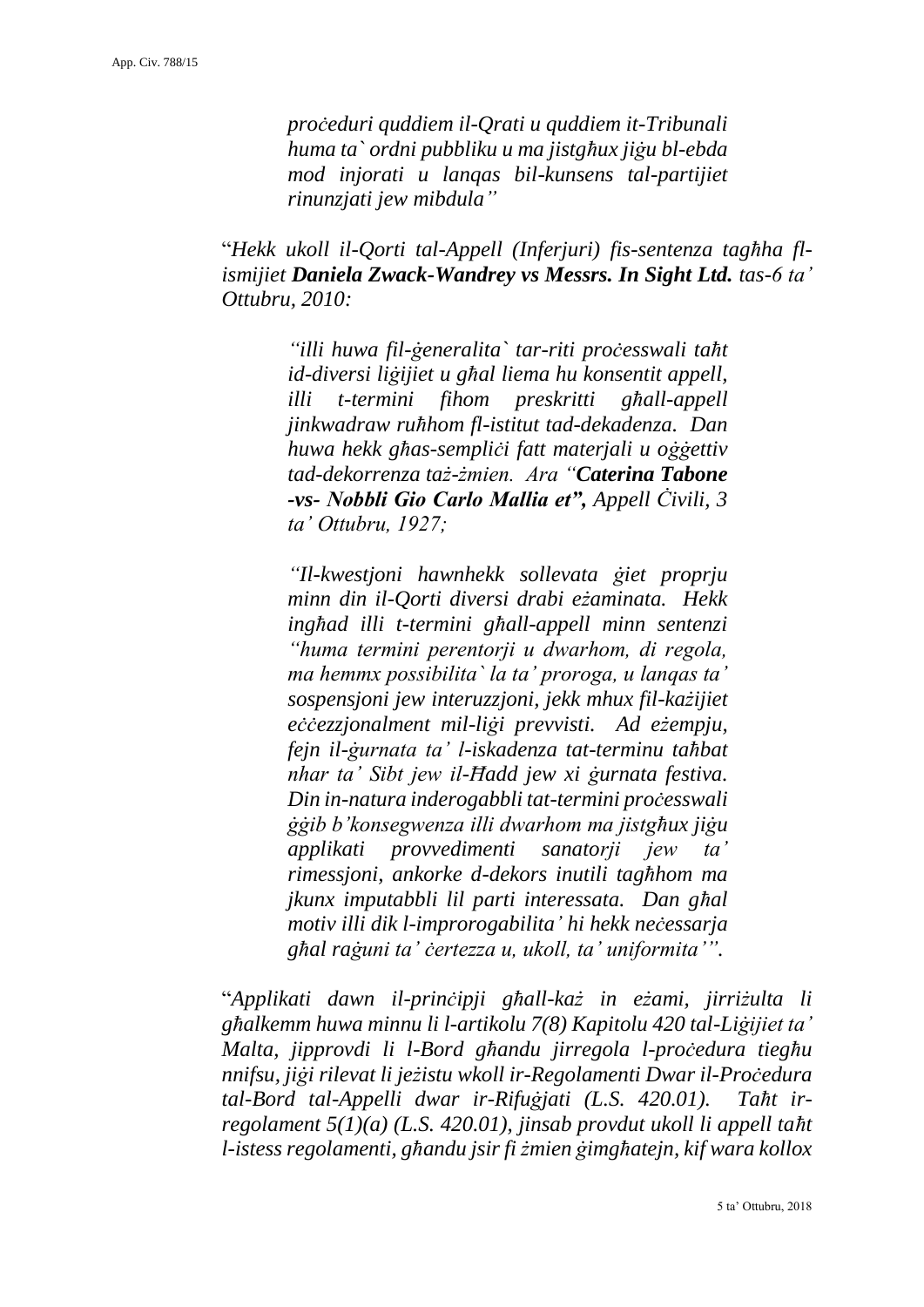> *proċeduri quddiem il-Qrati u quddiem it-Tribunali huma ta` ordni pubbliku u ma jistgħux jiġu bl-ebda mod injorati u lanqas bil-kunsens tal-partijiet rinunzjati jew mibdula"*

"*Hekk ukoll il-Qorti tal-Appell (Inferjuri) fis-sentenza tagħha fl-ismijiet **Daniela Zwack-Wandrey vs Messrs. In Sight Ltd.** tas-6 ta' Ottubru, 2010:*

> *"illi huwa fil-ġeneralita` tar-riti proċesswali taħt id-diversi liġijiet u għal liema hu konsentit appell, illi t-termini fihom preskritti għall-appell jinkwadraw ruħhom fl-istitut tad-dekadenza. Dan huwa hekk għas-sempliċi fatt materjali u oġġettiv tad-dekorrenza taż-żmien. Ara "**Caterina Tabone -vs- Nobbli Gio Carlo Mallia et",** Appell Ċivili, 3 ta' Ottubru, 1927;*
>
> *"Il-kwestjoni hawnhekk sollevata ġiet proprju minn din il-Qorti diversi drabi eżaminata. Hekk ingħad illi t-termini għall-appell minn sentenzi "huma termini perentorji u dwarhom, di regola, ma hemmx possibilita` la ta' proroga, u lanqas ta' sospensjoni jew interuzzjoni, jekk mhux fil-każijiet eċċezzjonalment mil-liġi prevvisti. Ad eżempju, fejn il-ġurnata ta' l-iskadenza tat-terminu taħbat nhar ta' Sibt jew il-Ħadd jew xi ġurnata festiva. Din in-natura inderogabbli tat-termini proċesswali ġġib b'konsegwenza illi dwarhom ma jistgħux jiġu applikati provvedimenti sanatorji jew ta' rimessjoni, ankorke d-dekors inutili tagħhom ma jkunx imputabbli lil parti interessata. Dan għal motiv illi dik l-improrogabilita' hi hekk neċessarja għal raġuni ta' ċertezza u, ukoll, ta' uniformita'".*

"*Applikati dawn il-prinċipji għall-każ in eżami, jirriżulta li għalkemm huwa minnu li l-artikolu 7(8) Kapitolu 420 tal-Liġijiet ta' Malta, jipprovdi li l-Bord għandu jirregola l-proċedura tiegħu nnifsu, jiġi rilevat li jeżistu wkoll ir-Regolamenti Dwar il-Proċedura tal-Bord tal-Appelli dwar ir-Rifuġjati (L.S. 420.01). Taħt ir-regolament 5(1)(a) (L.S. 420.01), jinsab provdut ukoll li appell taħt l-istess regolamenti, għandu jsir fi żmien ġimgħatejn, kif wara kollox*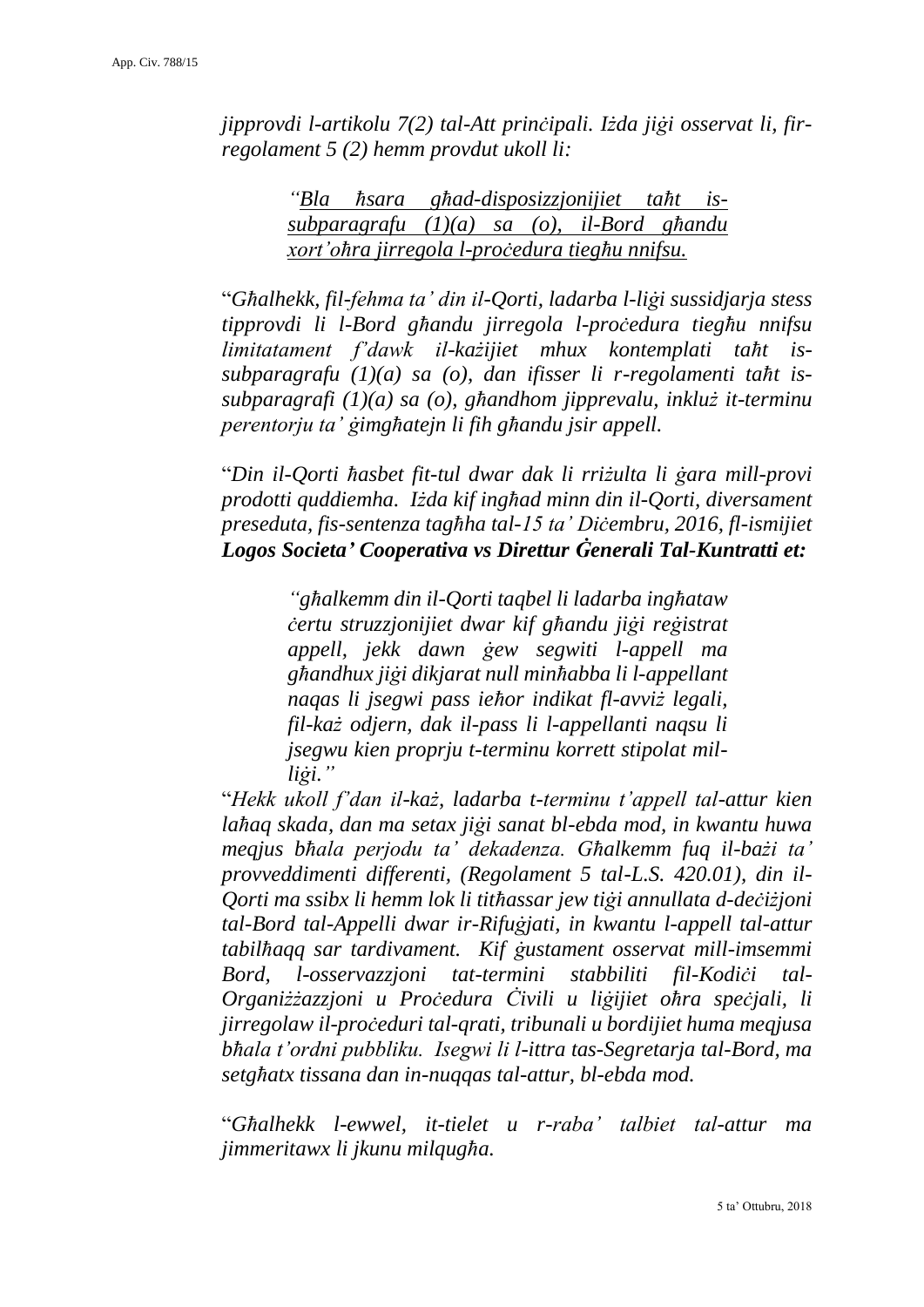*jipprovdi l-artikolu 7(2) tal-Att prinċipali. Iżda jiġi osservat li, fir-regolament 5 (2) hemm provdut ukoll li:*

> *"Bla ħsara għad-disposizzjonijiet taħt is-subparagrafu (1)(a) sa (o), il-Bord għandu xort'oħra jirregola l-proċedura tiegħu nnifsu.*

"*Għalhekk, fil-fehma ta' din il-Qorti, ladarba l-liġi sussidjarja stess tipprovdi li l-Bord għandu jirregola l-proċedura tiegħu nnifsu limitatament f'dawk il-każijiet mhux kontemplati taħt is-subparagrafu (1)(a) sa (o), dan ifisser li r-regolamenti taħt is-subparagrafi (1)(a) sa (o), għandhom jipprevalu, inkluż it-terminu perentorju ta' ġimgħatejn li fih għandu jsir appell.*

"*Din il-Qorti ħasbet fit-tul dwar dak li rriżulta li ġara mill-provi prodotti quddiemha. Iżda kif ingħad minn din il-Qorti, diversament preseduta, fis-sentenza tagħha tal-15 ta' Diċembru, 2016, fl-ismijiet* ***Logos Societa' Cooperativa vs Direttur Ġenerali Tal-Kuntratti et:***

> *"għalkemm din il-Qorti taqbel li ladarba ingħataw ċertu struzzjonijiet dwar kif għandu jiġi reġistrat appell, jekk dawn ġew segwiti l-appell ma għandhux jiġi dikjarat null minħabba li l-appellant naqas li jsegwi pass ieħor indikat fl-avviż legali, fil-każ odjern, dak il-pass li l-appellanti naqsu li jsegwu kien proprju t-terminu korrett stipolat mil-liġi."*

"*Hekk ukoll f'dan il-każ, ladarba t-terminu t'appell tal-attur kien laħaq skada, dan ma setax jiġi sanat bl-ebda mod, in kwantu huwa meqjus bħala perjodu ta' dekadenza. Għalkemm fuq il-bażi ta' provvedimenti differenti, (Regolament 5 tal-L.S. 420.01), din il-Qorti ma ssibx li hemm lok li titħassar jew tiġi annullata d-deċiżjoni tal-Bord tal-Appelli dwar ir-Rifuġjati, in kwantu l-appell tal-attur tabilħaqq sar tardivament. Kif ġustament osservat mill-imsemmi Bord, l-osservazzjoni tat-termini stabbiliti fil-Kodiċi tal-Organiżżazzjoni u Proċedura Ċivili u liġijiet oħra speċjali, li jirregolaw il-proċeduri tal-qrati, tribunali u bordijiet huma meqjusa bħala t'ordni pubbliku. Isegwi li l-ittra tas-Segretarja tal-Bord, ma setgħatx tissana dan in-nuqqas tal-attur, bl-ebda mod.*

"*Għalhekk l-ewwel, it-tielet u r-raba' talbiet tal-attur ma jimmeritawx li jkunu milqugħa.*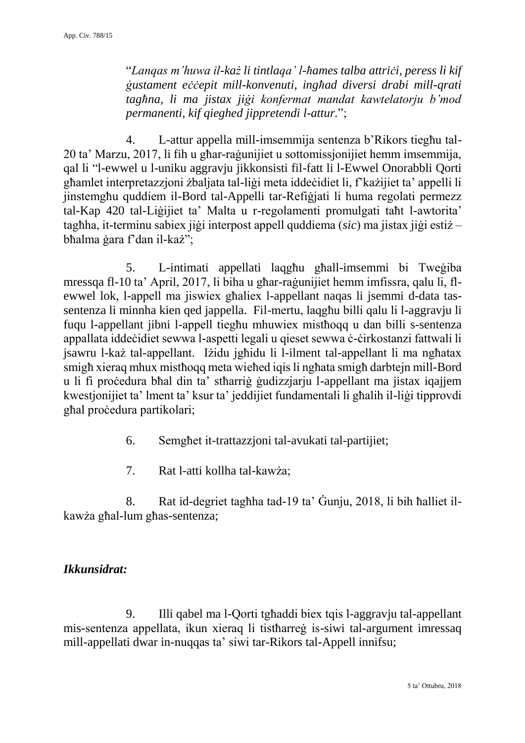"*Lanqas m'huwa il-każ li tintlaqa' l-ħames talba attriċi, peress li kif ġustament eċċepit mill-konvenuti, ingħad diversi drabi mill-qrati tagħna, li ma jistax jiġi konfermat mandat kawtelatorju b'mod permanenti, kif qieghed jippretendi l-attur.*";

4. L-attur appella mill-imsemmija sentenza b'Rikors tiegħu tal-20 ta' Marzu, 2017, li fih u għar-raġunijiet u sottomissjonijiet hemm imsemmija, qal li "l-ewwel u l-uniku aggravju jikkonsisti fil-fatt li l-Ewwel Onorabbli Qorti għamlet interpretazzjoni żbaljata tal-liġi meta iddeċidiet li, f'każijiet ta' appelli li jinstemgħu quddiem il-Bord tal-Appelli tar-Refiġjati li huma regolati permezz tal-Kap 420 tal-Liġijiet ta' Malta u r-regolamenti promulgati taħt l-awtorita' tagħha, it-terminu sabiex jiġi interpost appell quddiema (*sic*) ma jistax jiġi estiż – bħalma ġara f'dan il-każ";

5. L-intimati appellati laqgħu għall-imsemmi bi Tweġiba mressqa fl-10 ta' April, 2017, li biha u għar-raġunijiet hemm imfissra, qalu li, fl-ewwel lok, l-appell ma jiswiex għaliex l-appellant naqas li jsemmi d-data tas-sentenza li minnha kien qed jappella. Fil-mertu, laqgħu billi qalu li l-aggravju li fuqu l-appellant jibni l-appell tiegħu mhuwiex mistħoqq u dan billi s-sentenza appallata iddeċidiet sewwa l-aspetti legali u qieset sewwa ċ-ċirkostanzi fattwali li jsawru l-każ tal-appellant. Iżidu jgħidu li l-ilment tal-appellant li ma ngħatax smigħ xieraq mhux mistħoqq meta wieħed iqis li ngħata smigħ darbtejn mill-Bord u li fi proċedura bħal din ta' stħarriġ ġudizzjarju l-appellant ma jistax iqajjem kwestjonijiet ta' lment ta' ksur ta' jeddijiet fundamentali li għalih il-liġi tipprovdi għal proċedura partikolari;

6. Semgħet it-trattazzjoni tal-avukati tal-partijiet;

7. Rat l-atti kollha tal-kawża;

8. Rat id-degriet tagħha tad-19 ta' Ġunju, 2018, li bih ħalliet il-kawża għal-lum għas-sentenza;

***Ikkunsidrat:***

9. Illi qabel ma l-Qorti tgħaddi biex tqis l-aggravju tal-appellant mis-sentenza appellata, ikun xieraq li tistħarreġ is-siwi tal-argument imressaq mill-appellati dwar in-nuqqas ta' siwi tar-Rikors tal-Appell innifsu;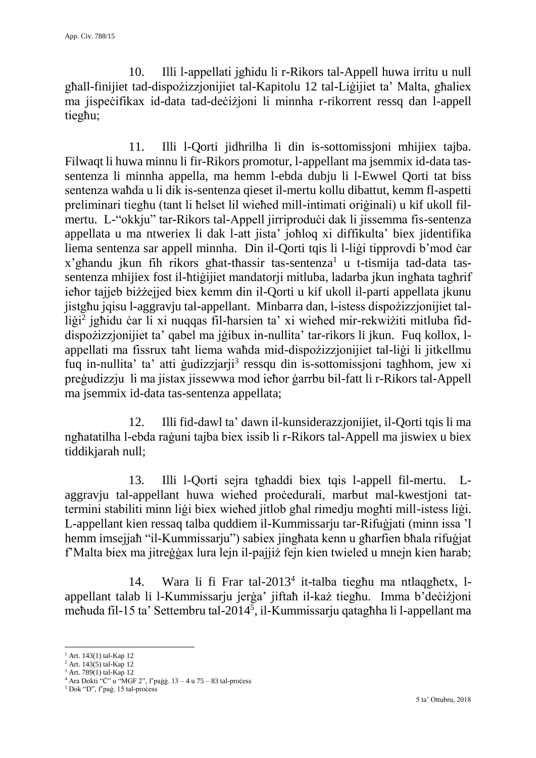10. Illi l-appellati jgħidu li r-Rikors tal-Appell huwa irritu u null għall-finijiet tad-dispożizzjonijiet tal-Kapitolu 12 tal-Liġijiet ta' Malta, għaliex ma jispeċifikax id-data tad-deċiżjoni li minnha r-rikorrent ressq dan l-appell tiegħu;

11. Illi l-Qorti jidhrilha li din is-sottomissjoni mhijiex tajba. Filwaqt li huwa minnu li fir-Rikors promotur, l-appellant ma jsemmix id-data tas-sentenza li minnha appella, ma hemm l-ebda dubju li l-Ewwel Qorti tat biss sentenza waħda u li dik is-sentenza qieset il-mertu kollu dibattut, kemm fl-aspetti preliminari tiegħu (tant li ħelset lil wieħed mill-intimati oriġinali) u kif ukoll fil-mertu. L-"okkju" tar-Rikors tal-Appell jirriproduċi dak li jissemma fis-sentenza appellata u ma ntweriex li dak l-att jista' joħloq xi diffikulta' biex jidentifika liema sentenza sar appell minnha. Din il-Qorti tqis li l-liġi tipprovdi b'mod ċar x'għandu jkun fih rikors għat-tħassir tas-sentenza[1] u t-tismija tad-data tas-sentenza mhijiex fost il-ħtiġijiet mandatorji mitluba, ladarba jkun ingħata tagħrif ieħor tajjeb biżżejjed biex kemm din il-Qorti u kif ukoll il-parti appellata jkunu jistgħu jqisu l-aggravju tal-appellant. Minbarra dan, l-istess dispożizzjonijiet tal-liġi[2] jgħidu ċar li xi nuqqas fil-ħarsien ta' xi wieħed mir-rekwiżiti mitluba fid-dispożizzjonijiet ta' qabel ma jġibux in-nullita' tar-rikors li jkun. Fuq kollox, l-appellati ma fissrux taħt liema waħda mid-dispożizzjonijiet tal-liġi li jitkellmu fuq in-nullita' ta' atti ġudizzjarji[3] ressqu din is-sottomissjoni tagħhom, jew xi preġudizzju li ma jistax jissewwa mod ieħor ġarrbu bil-fatt li r-Rikors tal-Appell ma jsemmix id-data tas-sentenza appellata;

12. Illi fid-dawl ta' dawn il-kunsiderazzjonijiet, il-Qorti tqis li ma ngħatatilha l-ebda raġuni tajba biex issib li r-Rikors tal-Appell ma jiswiex u biex tiddikjarah null;

13. Illi l-Qorti sejra tgħaddi biex tqis l-appell fil-mertu. L-aggravju tal-appellant huwa wieħed proċedurali, marbut mal-kwestjoni tat-termini stabiliti minn liġi biex wieħed jitlob għal rimedju mogħti mill-istess liġi. L-appellant kien ressaq talba quddiem il-Kummissarju tar-Rifuġjati (minn issa 'l hemm imsejjaħ "il-Kummissarju") sabiex jingħata kenn u għarfien bħala rifuġjat f'Malta biex ma jitreġġax lura lejn il-pajjiż fejn kien twieled u mnejn kien ħarab;

14. Wara li fi Frar tal-2013[4] it-talba tiegħu ma ntlaqgħetx, l-appellant talab li l-Kummissarju jerġa' jiftaħ il-każ tiegħu. Imma b'deċiżjoni meħuda fil-15 ta' Settembru tal-2014[5], il-Kummissarju qatagħha li l-appellant ma

---

[1] Art. 143(1) tal-Kap 12
[2] Art. 143(5) tal-Kap 12
[3] Art. 789(1) tal-Kap 12
[4] Ara Dokti "Ċ" u "MGF 2", f'paġġ. 13 – 4 u 75 – 83 tal-proċess
[5] Dok "D", f'paġ. 15 tal-proċess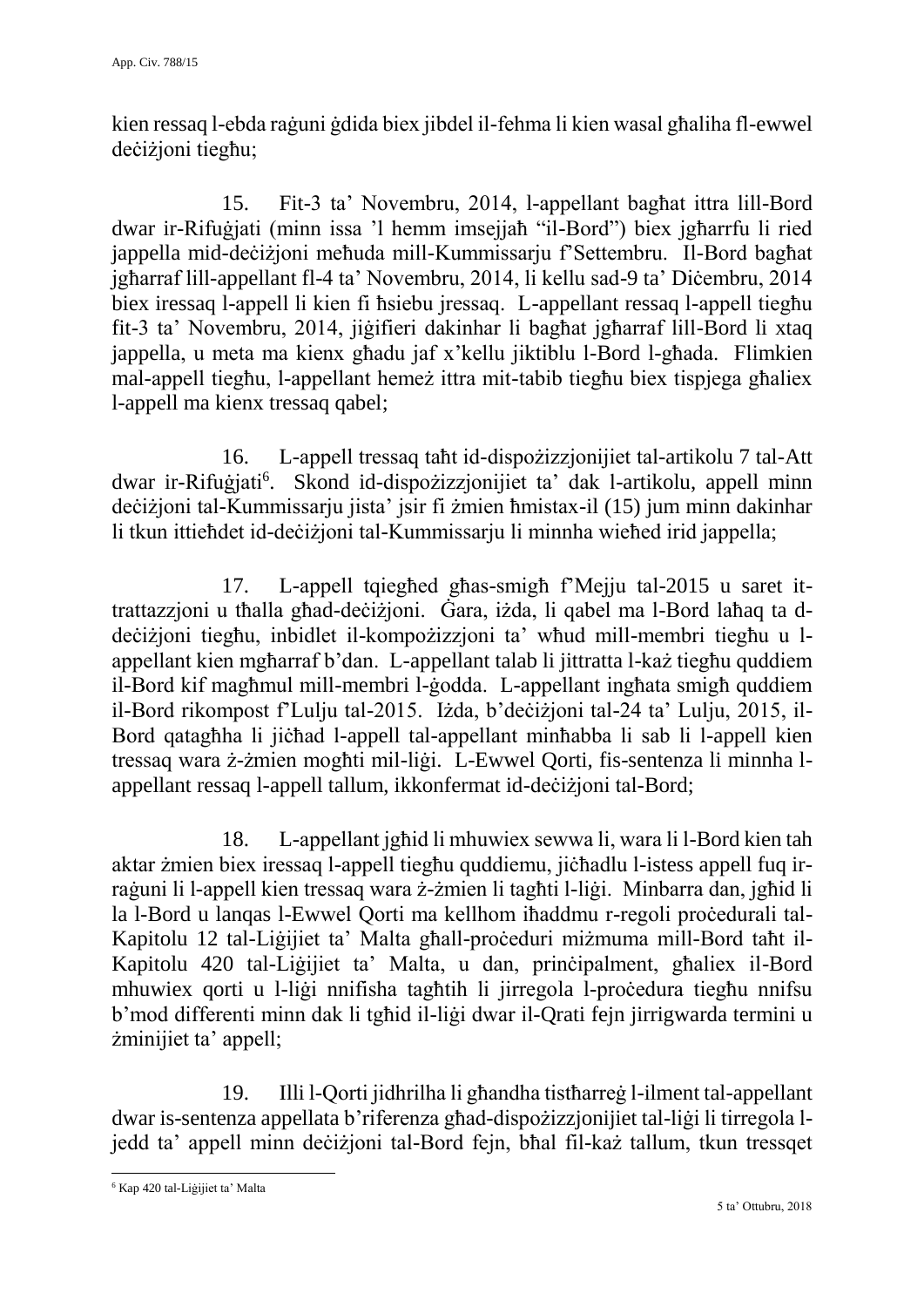kien ressaq l-ebda raġuni ġdida biex jibdel il-fehma li kien wasal għaliha fl-ewwel deċiżjoni tiegħu;

15. Fit-3 ta' Novembru, 2014, l-appellant bagħat ittra lill-Bord dwar ir-Rifuġjati (minn issa 'l hemm imsejjaħ "il-Bord") biex jgħarrfu li ried jappella mid-deċiżjoni meħuda mill-Kummissarju f'Settembru. Il-Bord bagħat jgħarraf lill-appellant fl-4 ta' Novembru, 2014, li kellu sad-9 ta' Diċembru, 2014 biex iressaq l-appell li kien fi ħsiebu jressaq. L-appellant ressaq l-appell tiegħu fit-3 ta' Novembru, 2014, jiġifieri dakinhar li bagħat jgħarraf lill-Bord li xtaq jappella, u meta ma kienx għadu jaf x'kellu jiktiblu l-Bord l-għada. Flimkien mal-appell tiegħu, l-appellant hemeż ittra mit-tabib tiegħu biex tispjega għaliex l-appell ma kienx tressaq qabel;

16. L-appell tressaq taħt id-dispożizzjonijiet tal-artikolu 7 tal-Att dwar ir-Rifuġjati[6]. Skond id-dispożizzjonijiet ta' dak l-artikolu, appell minn deċiżjoni tal-Kummissarju jista' jsir fi żmien ħmistax-il (15) jum minn dakinhar li tkun ittieħdet id-deċiżjoni tal-Kummissarju li minnha wieħed irid jappella;

17. L-appell tqiegħed għas-smigħ f'Mejju tal-2015 u saret it-trattazzjoni u tħalla għad-deċiżjoni. Ġara, iżda, li qabel ma l-Bord laħaq ta d-deċiżjoni tiegħu, inbidlet il-kompożizzjoni ta' wħud mill-membri tiegħu u l-appellant kien mgħarraf b'dan. L-appellant talab li jittratta l-każ tiegħu quddiem il-Bord kif magħmul mill-membri l-ġodda. L-appellant ingħata smigħ quddiem il-Bord rikompost f'Lulju tal-2015. Iżda, b'deċiżjoni tal-24 ta' Lulju, 2015, il-Bord qatagħha li jiċħad l-appell tal-appellant minħabba li sab li l-appell kien tressaq wara ż-żmien mogħti mil-liġi. L-Ewwel Qorti, fis-sentenza li minnha l-appellant ressaq l-appell tallum, ikkonfermat id-deċiżjoni tal-Bord;

18. L-appellant jgħid li mhuwiex sewwa li, wara li l-Bord kien tah aktar żmien biex iressaq l-appell tiegħu quddiemu, jiċħadlu l-istess appell fuq ir-raġuni li l-appell kien tressaq wara ż-żmien li tagħti l-liġi. Minbarra dan, jgħid li la l-Bord u lanqas l-Ewwel Qorti ma kellhom iħaddmu r-regoli proċedurali tal-Kapitolu 12 tal-Liġijiet ta' Malta għall-proċeduri miżmuma mill-Bord taħt il-Kapitolu 420 tal-Liġijiet ta' Malta, u dan, prinċipalment, għaliex il-Bord mhuwiex qorti u l-liġi nnifisha tagħtih li jirregola l-proċedura tiegħu nnifsu b'mod differenti minn dak li tgħid il-liġi dwar il-Qrati fejn jirrigwarda termini u żminijiet ta' appell;

19. Illi l-Qorti jidhrilha li għandha tistħarreġ l-ilment tal-appellant dwar is-sentenza appellata b'riferenza għad-dispożizzjonijiet tal-liġi li tirregola l-jedd ta' appell minn deċiżjoni tal-Bord fejn, bħal fil-każ tallum, tkun tressqet

[6] Kap 420 tal-Liġijiet ta' Malta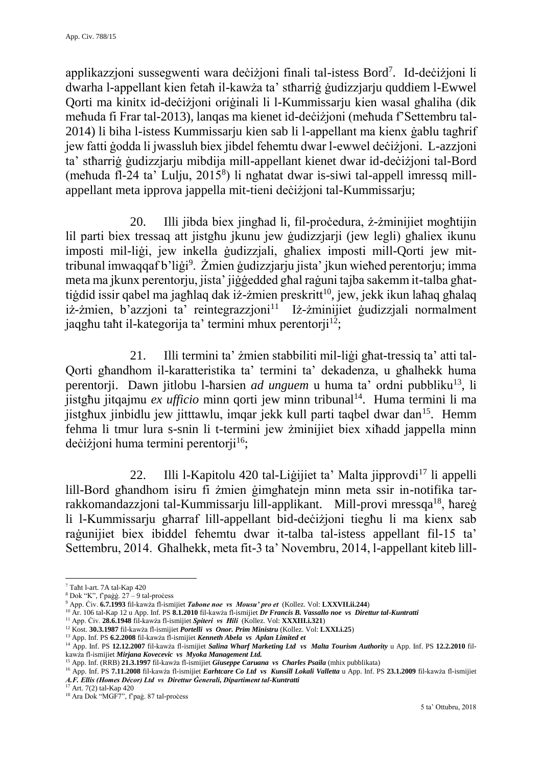applikazzjoni sussegwenti wara deċiżjoni finali tal-istess Bord[7]. Id-deċiżjoni li dwarha l-appellant kien fetaħ il-kawża ta' stħarriġ ġudizzjarju quddiem l-Ewwel Qorti ma kinitx id-deċiżjoni oriġinali li l-Kummissarju kien wasal għaliha (dik meħuda fi Frar tal-2013), lanqas ma kienet id-deċiżjoni (meħuda f'Settembru tal-2014) li biha l-istess Kummissarju kien sab li l-appellant ma kienx ġablu tagħrif jew fatti ġodda li jwassluh biex jibdel fehemtu dwar l-ewwel deċiżjoni. L-azzjoni ta' stħarriġ ġudizzjarju mibdija mill-appellant kienet dwar id-deċiżjoni tal-Bord (meħuda fl-24 ta' Lulju, 2015[8]) li ngħatat dwar is-siwi tal-appell imressq mill-appellant meta ipprova jappella mit-tieni deċiżjoni tal-Kummissarju;

20. Illi jibda biex jingħad li, fil-proċedura, ż-żminijiet mogħtijin lil parti biex tressaq att jistgħu jkunu jew ġudizzjarji (jew legli) għaliex ikunu imposti mil-liġi, jew inkella ġudizzjali, għaliex imposti mill-Qorti jew mit-tribunal imwaqqaf b'liġi[9]. Żmien ġudizzjarju jista' jkun wieħed perentorju; imma meta ma jkunx perentorju, jista' jiġġedded għal raġuni tajba sakemm it-talba għat-tiġdid issir qabel ma jagħlaq dak iż-żmien preskritt[10], jew, jekk ikun laħaq għalaq iż-żmien, b'azzjoni ta' reintegrazzjoni[11] Iż-żminijiet ġudizzjali normalment jaqgħu taħt il-kategorija ta' termini mhux perentorji[12];

21. Illi termini ta' żmien stabbiliti mil-liġi għat-tressiq ta' atti tal-Qorti għandhom il-karatteristika ta' termini ta' dekadenza, u għalhekk huma perentorji. Dawn jitlobu l-ħarsien *ad unguem* u huma ta' ordni pubbliku[13], li jistgħu jitqajmu *ex ufficio* minn qorti jew minn tribunal[14]. Huma termini li ma jistgħux jinbidlu jew jitttawlu, imqar jekk kull parti taqbel dwar dan[15]. Hemm fehma li tmur lura s-snin li t-termini jew żminijiet biex xiħadd jappella minn deċiżjoni huma termini perentorji[16];

22. Illi l-Kapitolu 420 tal-Liġijiet ta' Malta jipprovdi[17] li appelli lill-Bord għandhom isiru fi żmien ġimgħatejn minn meta ssir in-notifika tar-rakkomandazzjoni tal-Kummissarju lill-applikant. Mill-provi mressqa[18], ħareġ li l-Kummissarju għarraf lill-appellant bid-deċiżjoni tiegħu li ma kienx sab raġunijiet biex ibiddel fehemtu dwar it-talba tal-istess appellant fil-15 ta' Settembru, 2014. Għalhekk, meta fit-3 ta' Novembru, 2014, l-appellant kiteb lill-

---

[7] Taħt l-art. 7A tal-Kap 420

[8] Dok "K", f'paġġ. 27 – 9 tal-proċess

[9] App. Ċiv. **6.7.1993** fil-kawża fl-ismijiet ***Tabone noe vs Mousu' pro et*** (Kollez. Vol: **LXXVII.ii.244**)

[10] Ar. 106 tal-Kap 12 u App. Inf. PS **8.1.2010** fil-kawża fl-ismijiet ***Dr Francis B. Vassallo noe vs Direttur tal-Kuntratti***

[11] App. Ċiv. **28.6.1948** fil-kawża fl-ismijiet ***Spiteri vs Hili*** (Kollez. Vol: **XXXIII.i.321**)

[12] Kost. **30.3.1987** fil-kawża fl-ismijiet ***Portelli vs Onor. Prim Ministru*** (Kollez. Vol: **LXXI.i.25**)

[13] App. Inf. PS **6.2.2008** fil-kawża fl-ismijiet ***Kenneth Abela vs Aplan Limited et***

[14] App. Inf. PS **12.12.2007** fil-kawża fl-ismijiet ***Salina Wharf Marketing Ltd vs Malta Tourism Authority*** u App. Inf. PS **12.2.2010** fil-kawża fl-ismijiet ***Mirjana Kovecevic vs Myoka Management Ltd.***

[15] App. Inf. (RRB) **21.3.1997** fil-kawża fl-ismijiet ***Giuseppe Caruana vs Charles Psaila*** (mhix pubblikata)

[16] App. Inf. PS **7.11.2008** fil-kawża fl-ismijiet ***Earhtcare Co Ltd vs Kunsill Lokali Valletta*** u App. Inf. PS **23.1.2009** fil-kawża fl-ismijiet ***A.F. Ellis (Homes Décor) Ltd vs Direttur Ġenerali, Dipartiment tal-Kuntratti***

[17] Art. 7(2) tal-Kap 420

[18] Ara Dok "MGF7", f'paġ. 87 tal-proċess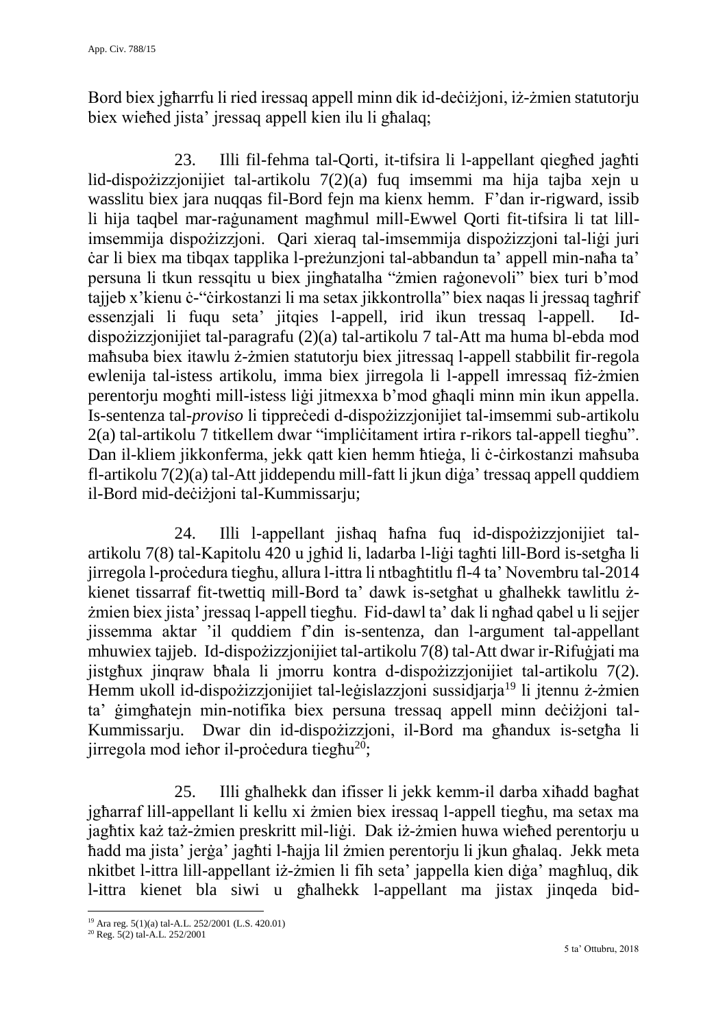Bord biex jgħarrfu li ried iressaq appell minn dik id-deċiżjoni, iż-żmien statutorju biex wieħed jista' jressaq appell kien ilu li għalaq;

23. Illi fil-fehma tal-Qorti, it-tifsira li l-appellant qiegħed jagħti lid-dispożizzjonijiet tal-artikolu 7(2)(a) fuq imsemmi ma hija tajba xejn u wasslitu biex jara nuqqas fil-Bord fejn ma kienx hemm. F'dan ir-rigward, issib li hija taqbel mar-raġunament magħmul mill-Ewwel Qorti fit-tifsira li tat lill-imsemmija dispożizzjoni. Qari xieraq tal-imsemmija dispożizzjoni tal-liġi juri ċar li biex ma tibqax tapplika l-preżunzjoni tal-abbandun ta' appell min-naħa ta' persuna li tkun ressqitu u biex jingħatalha "żmien raġonevoli" biex turi b'mod tajjeb x'kienu ċ-"ċirkostanzi li ma setax jikkontrolla" biex naqas li jressaq tagħrif essenzjali li fuqu seta' jitqies l-appell, irid ikun tressaq l-appell. Id-dispożizzjonijiet tal-paragrafu (2)(a) tal-artikolu 7 tal-Att ma huma bl-ebda mod maħsuba biex itawlu ż-żmien statutorju biex jitressaq l-appell stabbilit fir-regola ewlenija tal-istess artikolu, imma biex jirregola li l-appell imressaq fiż-żmien perentorju mogħti mill-istess liġi jitmexxa b'mod għaqli minn min ikun appella. Is-sentenza tal-*proviso* li tippreċedi d-dispożizzjonijiet tal-imsemmi sub-artikolu 2(a) tal-artikolu 7 titkellem dwar "impliċitament irtira r-rikors tal-appell tiegħu". Dan il-kliem jikkonferma, jekk qatt kien hemm ħtieġa, li ċ-ċirkostanzi maħsuba fl-artikolu 7(2)(a) tal-Att jiddependu mill-fatt li jkun diġa' tressaq appell quddiem il-Bord mid-deċiżjoni tal-Kummissarju;

24. Illi l-appellant jisħaq ħafna fuq id-dispożizzjonijiet tal-artikolu 7(8) tal-Kapitolu 420 u jgħid li, ladarba l-liġi tagħti lill-Bord is-setgħa li jirregola l-proċedura tiegħu, allura l-ittra li ntbagħtitlu fl-4 ta' Novembru tal-2014 kienet tissarraf fit-twettiq mill-Bord ta' dawk is-setgħat u għalhekk tawlitlu ż-żmien biex jista' jressaq l-appell tiegħu. Fid-dawl ta' dak li ngħad qabel u li sejjer jissemma aktar 'il quddiem f'din is-sentenza, dan l-argument tal-appellant mhuwiex tajjeb. Id-dispożizzjonijiet tal-artikolu 7(8) tal-Att dwar ir-Rifuġjati ma jistgħux jinqraw bħala li jmorru kontra d-dispożizzjonijiet tal-artikolu 7(2). Hemm ukoll id-dispożizzjonijiet tal-leġislazzjoni sussidjarja[19] li jtennu ż-żmien ta' ġimgħatejn min-notifika biex persuna tressaq appell minn deċiżjoni tal-Kummissarju. Dwar din id-dispożizzjoni, il-Bord ma għandux is-setgħa li jirregola mod ieħor il-proċedura tiegħu[20];

25. Illi għalhekk dan ifisser li jekk kemm-il darba xiħadd bagħat jgħarraf lill-appellant li kellu xi żmien biex iressaq l-appell tiegħu, ma setax ma jagħtix każ taż-żmien preskritt mil-liġi. Dak iż-żmien huwa wieħed perentorju u ħadd ma jista' jerġa' jagħti l-ħajja lil żmien perentorju li jkun għalaq. Jekk meta nkitbet l-ittra lill-appellant iż-żmien li fih seta' jappella kien diġa' magħluq, dik l-ittra kienet bla siwi u għalhekk l-appellant ma jistax jinqeda bid-

---

[19] Ara reg. 5(1)(a) tal-A.L. 252/2001 (L.S. 420.01)

[20] Reg. 5(2) tal-A.L. 252/2001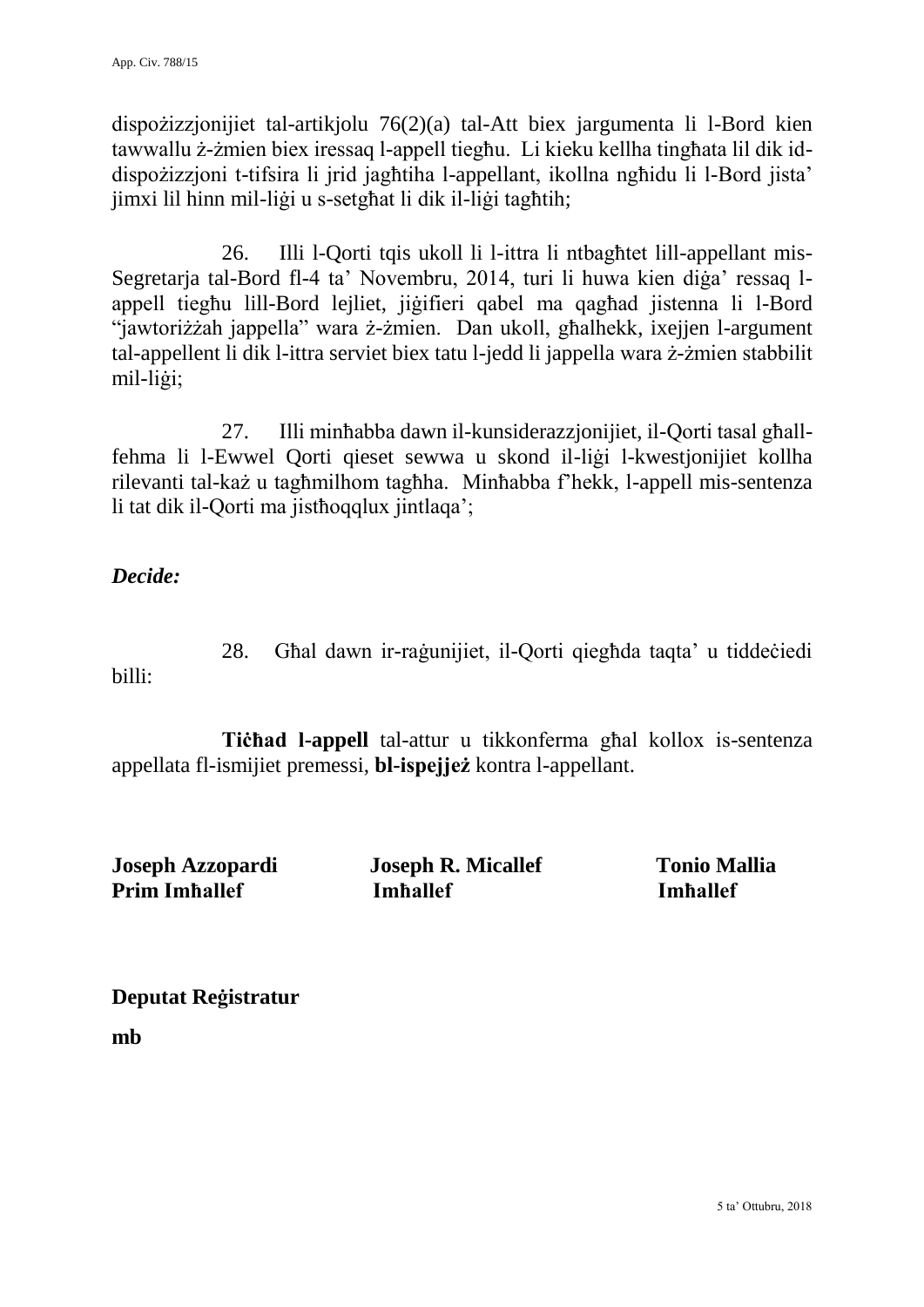dispożizzjonijiet tal-artikjolu 76(2)(a) tal-Att biex jargumenta li l-Bord kien tawwallu ż-żmien biex iressaq l-appell tiegħu. Li kieku kellha tingħata lil dik id-dispożizzjoni t-tifsira li jrid jagħtiha l-appellant, ikollna ngħidu li l-Bord jista' jimxi lil hinn mil-liġi u s-setgħat li dik il-liġi tagħtih;

26. Illi l-Qorti tqis ukoll li l-ittra li ntbagħtet lill-appellant mis-Segretarja tal-Bord fl-4 ta' Novembru, 2014, turi li huwa kien diġa' ressaq l-appell tiegħu lill-Bord lejliet, jiġifieri qabel ma qagħad jistenna li l-Bord "jawtorizżah jappella" wara ż-żmien. Dan ukoll, għalhekk, ixejjen l-argument tal-appellent li dik l-ittra serviet biex tatu l-jedd li jappella wara ż-żmien stabbilit mil-liġi;

27. Illi minħabba dawn il-kunsiderazzjonijiet, il-Qorti tasal għall-fehma li l-Ewwel Qorti qieset sewwa u skond il-liġi l-kwestjonijiet kollha rilevanti tal-każ u tagħmilhom tagħha. Minħabba f'hekk, l-appell mis-sentenza li tat dik il-Qorti ma jistħoqqlux jintlaqa';

***Decide:***

28. Għal dawn ir-raġunijiet, il-Qorti qiegħda taqta' u tiddeċiedi billi:

**Tiċħad l-appell** tal-attur u tikkonferma għal kollox is-sentenza appellata fl-ismijiet premessi, **bl-ispejjeż** kontra l-appellant.

**Joseph Azzopardi**
**Prim Imħallef**

**Joseph R. Micallef**
**Imħallef**

**Tonio Mallia**
**Imħallef**

**Deputat Reġistratur**

**mb**